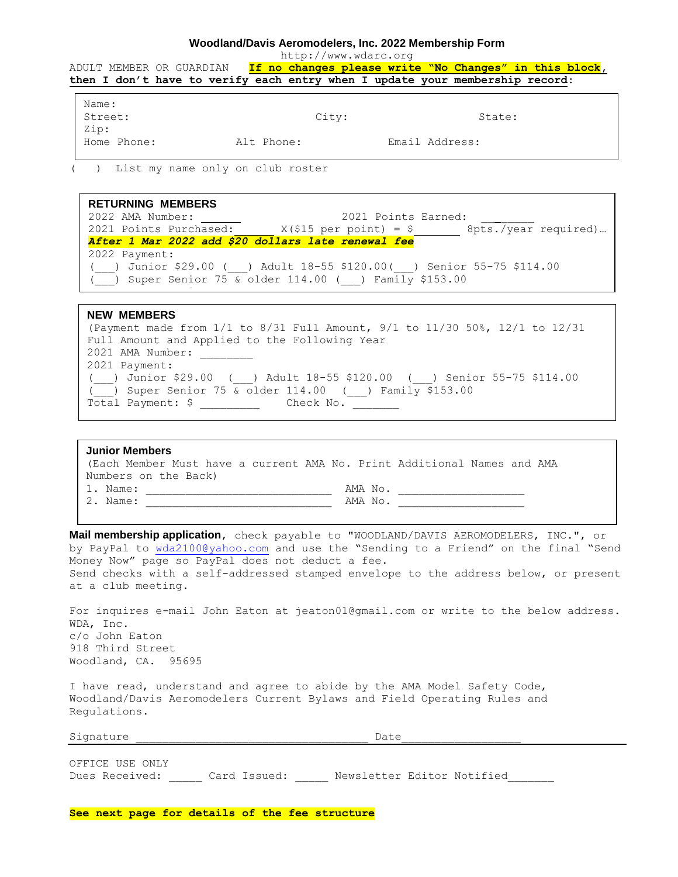# Woodland/Davis Aeromodelers, Inc. 2022 Membership Form

http://www.wdarc.org

ADULT MEMBER OR GUARDIAN **If no changes please write "No Changes" in this block, then I don't have to verify each entry when I update your membership record:**

Name:
Street: City: State:
Zip:
Home Phone: Alt Phone: Email Address:

( ) List my name only on club roster

## RETURNING MEMBERS

2022 AMA Number: ______ 2021 Points Earned: ________
2021 Points Purchased:______ X($15 per point) = $_______ 8pts./year required)…
***After 1 Mar 2022 add $20 dollars late renewal fee***
2022 Payment:
(___) Junior $29.00 (___) Adult 18-55 $120.00(___) Senior 55-75 $114.00
(___) Super Senior 75 & older 114.00 (___) Family $153.00

## NEW MEMBERS

(Payment made from 1/1 to 8/31 Full Amount, 9/1 to 11/30 50%, 12/1 to 12/31 Full Amount and Applied to the Following Year
2021 AMA Number: ________
2021 Payment:
(___) Junior $29.00 (___) Adult 18-55 $120.00 (___) Senior 55-75 $114.00
(___) Super Senior 75 & older 114.00 (___) Family $153.00
Total Payment: $ _________ Check No. _______

## Junior Members

(Each Member Must have a current AMA No. Print Additional Names and AMA Numbers on the Back)
1. Name: _____________________________ AMA No. ___________________
2. Name: _____________________________ AMA No. ___________________

**Mail membership application**, check payable to "WOODLAND/DAVIS AEROMODELERS, INC.", or by PayPal to wda2100@yahoo.com and use the "Sending to a Friend" on the final "Send Money Now" page so PayPal does not deduct a fee.
Send checks with a self-addressed stamped envelope to the address below, or present at a club meeting.

For inquires e-mail John Eaton at jeaton01@gmail.com or write to the below address.
WDA, Inc.
c/o John Eaton
918 Third Street
Woodland, CA. 95695

I have read, understand and agree to abide by the AMA Model Safety Code, Woodland/Davis Aeromodelers Current Bylaws and Field Operating Rules and Regulations.

Signature ____________________________________ Date__________________

OFFICE USE ONLY
Dues Received: _____ Card Issued: _____ Newsletter Editor Notified_______

**See next page for details of the fee structure**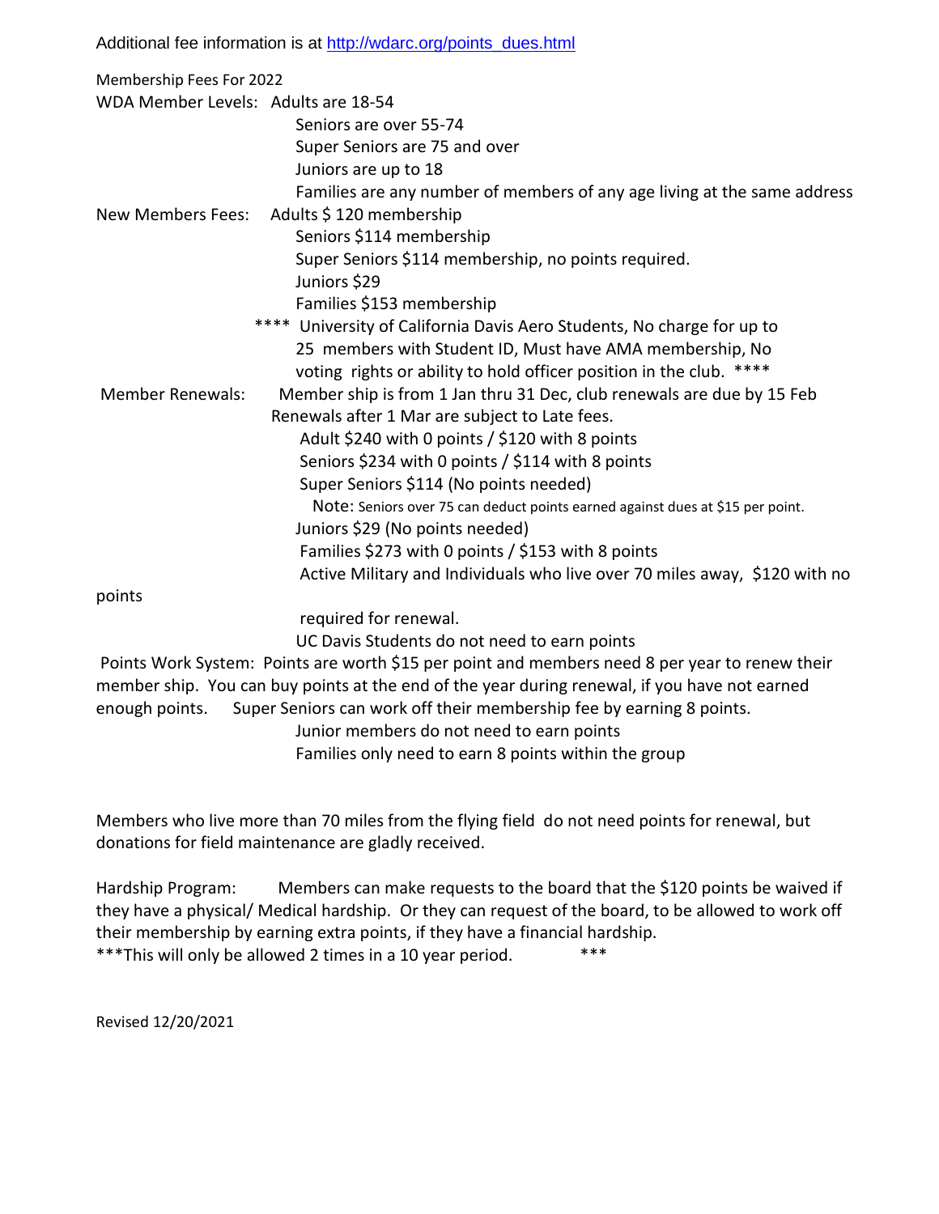Additional fee information is at http://wdarc.org/points_dues.html

Membership Fees For 2022

WDA Member Levels: Adults are 18-54
Seniors are over 55-74
Super Seniors are 75 and over
Juniors are up to 18
Families are any number of members of any age living at the same address

New Members Fees: Adults $ 120 membership
Seniors $114 membership
Super Seniors $114 membership, no points required.
Juniors $29
Families $153 membership

**** University of California Davis Aero Students, No charge for up to 25 members with Student ID, Must have AMA membership, No voting rights or ability to hold officer position in the club. ****

Member Renewals: Member ship is from 1 Jan thru 31 Dec, club renewals are due by 15 Feb
Renewals after 1 Mar are subject to Late fees.
Adult $240 with 0 points / $120 with 8 points
Seniors $234 with 0 points / $114 with 8 points
Super Seniors $114 (No points needed)
Note: Seniors over 75 can deduct points earned against dues at $15 per point.
Juniors $29 (No points needed)
Families $273 with 0 points / $153 with 8 points
Active Military and Individuals who live over 70 miles away, $120 with no points required for renewal.
UC Davis Students do not need to earn points

Points Work System: Points are worth $15 per point and members need 8 per year to renew their member ship. You can buy points at the end of the year during renewal, if you have not earned enough points. Super Seniors can work off their membership fee by earning 8 points.
Junior members do not need to earn points
Families only need to earn 8 points within the group

Members who live more than 70 miles from the flying field do not need points for renewal, but donations for field maintenance are gladly received.

Hardship Program: Members can make requests to the board that the $120 points be waived if they have a physical/ Medical hardship. Or they can request of the board, to be allowed to work off their membership by earning extra points, if they have a financial hardship.
***This will only be allowed 2 times in a 10 year period. ***

Revised 12/20/2021